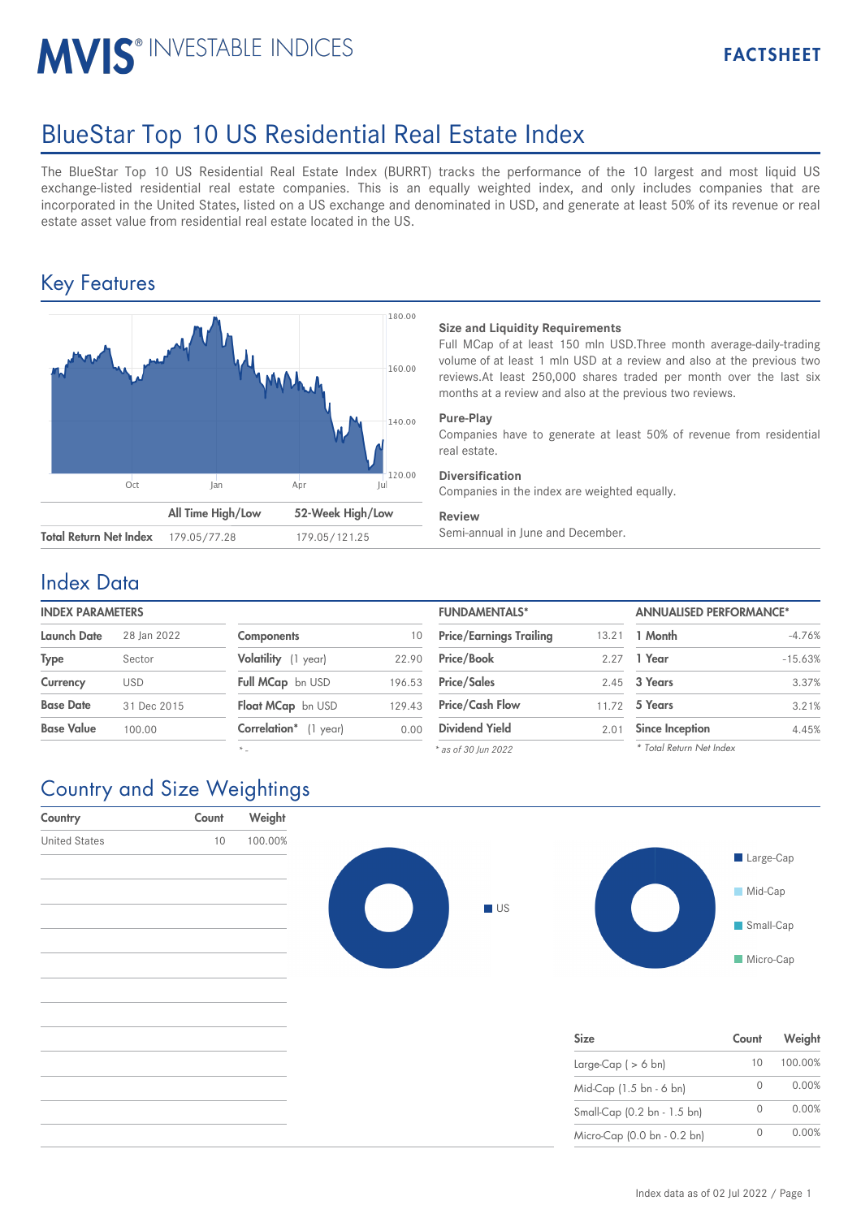# BlueStar Top 10 US Residential Real Estate Index

The BlueStar Top 10 US Residential Real Estate Index (BURRT) tracks the performance of the 10 largest and most liquid US exchange-listed residential real estate companies. This is an equally weighted index, and only includes companies that are incorporated in the United States, listed on a US exchange and denominated in USD, and generate at least 50% of its revenue or real estate asset value from residential real estate located in the US.

## Key Features

| | All Time High/Low | 52-Week High/Low |
|---|---|---|
| Total Return Net Index | 179.05/77.28 | 179.05/121.25 |

**Size and Liquidity Requirements**
Full MCap of at least 150 mln USD.Three month average-daily-trading volume of at least 1 mln USD at a review and also at the previous two reviews.At least 250,000 shares traded per month over the last six months at a review and also at the previous two reviews.

**Pure-Play**
Companies have to generate at least 50% of revenue from residential real estate.

**Diversification**
Companies in the index are weighted equally.

**Review**
Semi-annual in June and December.

## Index Data

**INDEX PARAMETERS**

| | |
|---|---|
| Launch Date | 28 Jan 2022 |
| Type | Sector |
| Currency | USD |
| Base Date | 31 Dec 2015 |
| Base Value | 100.00 |

| | |
|---|---|
| Components | 10 |
| Volatility (1 year) | 22.90 |
| Full MCap bn USD | 196.53 |
| Float MCap bn USD | 129.43 |
| Correlation* (1 year) | 0.00 |

\* -

**FUNDAMENTALS***

| | |
|---|---|
| Price/Earnings Trailing | 13.21 |
| Price/Book | 2.27 |
| Price/Sales | 2.45 |
| Price/Cash Flow | 11.72 |
| Dividend Yield | 2.01 |

*\* as of 30 Jun 2022*

**ANNUALISED PERFORMANCE***

| | |
|---|---|
| 1 Month | -4.76% |
| 1 Year | -15.63% |
| 3 Years | 3.37% |
| 5 Years | 3.21% |
| Since Inception | 4.45% |

*\* Total Return Net Index*

## Country and Size Weightings

| Country | Count | Weight |
|---|---|---|
| United States | 10 | 100.00% |

| Size | Count | Weight |
|---|---|---|
| Large-Cap ( > 6 bn) | 10 | 100.00% |
| Mid-Cap (1.5 bn - 6 bn) | 0 | 0.00% |
| Small-Cap (0.2 bn - 1.5 bn) | 0 | 0.00% |
| Micro-Cap (0.0 bn - 0.2 bn) | 0 | 0.00% |

Index data as of 02 Jul 2022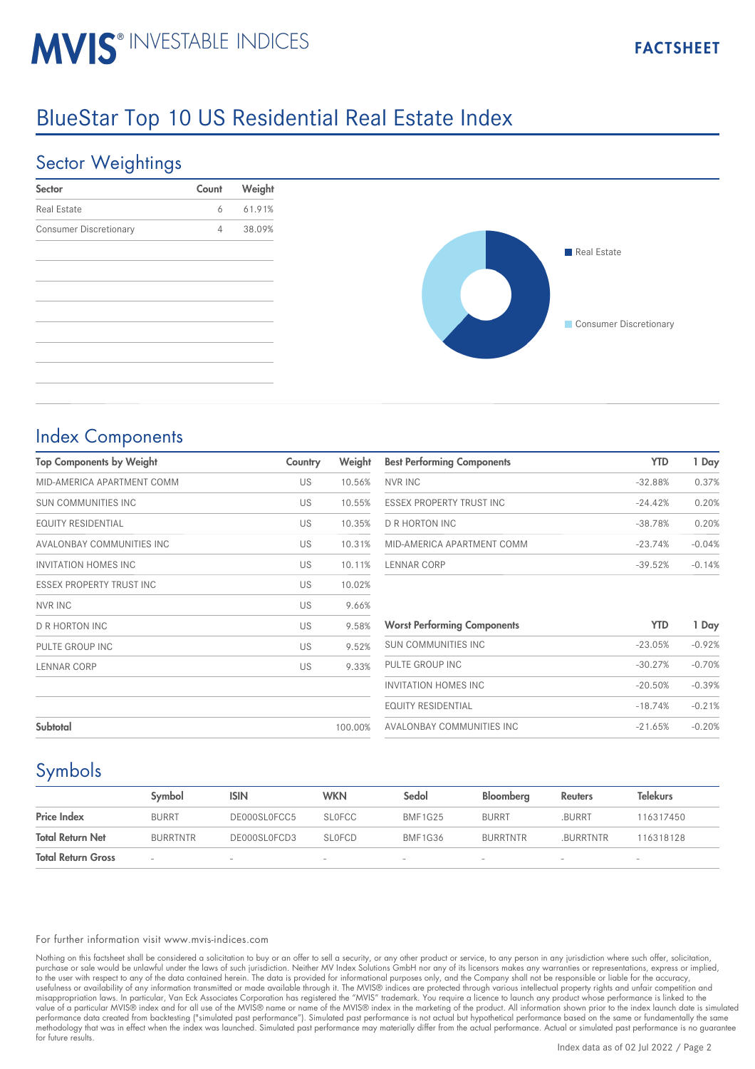MVIS® INVESTABLE INDICES

FACTSHEET

# BlueStar Top 10 US Residential Real Estate Index

## Sector Weightings

| Sector | Count | Weight |
|---|---|---|
| Real Estate | 6 | 61.91% |
| Consumer Discretionary | 4 | 38.09% |

Real Estate

Consumer Discretionary

## Index Components

| Top Components by Weight | Country | Weight |
|---|---|---|
| MID-AMERICA APARTMENT COMM | US | 10.56% |
| SUN COMMUNITIES INC | US | 10.55% |
| EQUITY RESIDENTIAL | US | 10.35% |
| AVALONBAY COMMUNITIES INC | US | 10.31% |
| INVITATION HOMES INC | US | 10.11% |
| ESSEX PROPERTY TRUST INC | US | 10.02% |
| NVR INC | US | 9.66% |
| D R HORTON INC | US | 9.58% |
| PULTE GROUP INC | US | 9.52% |
| LENNAR CORP | US | 9.33% |
| **Subtotal** | | 100.00% |

| Best Performing Components | YTD | 1 Day |
|---|---|---|
| NVR INC | -32.88% | 0.37% |
| ESSEX PROPERTY TRUST INC | -24.42% | 0.20% |
| D R HORTON INC | -38.78% | 0.20% |
| MID-AMERICA APARTMENT COMM | -23.74% | -0.04% |
| LENNAR CORP | -39.52% | -0.14% |

| Worst Performing Components | YTD | 1 Day |
|---|---|---|
| SUN COMMUNITIES INC | -23.05% | -0.92% |
| PULTE GROUP INC | -30.27% | -0.70% |
| INVITATION HOMES INC | -20.50% | -0.39% |
| EQUITY RESIDENTIAL | -18.74% | -0.21% |
| AVALONBAY COMMUNITIES INC | -21.65% | -0.20% |

## Symbols

| | Symbol | ISIN | WKN | Sedol | Bloomberg | Reuters | Telekurs |
|---|---|---|---|---|---|---|---|
| **Price Index** | BURRT | DE000SL0FCC5 | SL0FCC | BMF1G25 | BURRT | .BURRT | 116317450 |
| **Total Return Net** | BURRTNTR | DE000SL0FCD3 | SL0FCD | BMF1G36 | BURRTNTR | .BURRTNTR | 116318128 |
| **Total Return Gross** | - | - | - | - | - | - | - |

For further information visit www.mvis-indices.com

Nothing on this factsheet shall be considered a solicitation to buy or an offer to sell a security, or any other product or service, to any person in any jurisdiction where such offer, solicitation, purchase or sale would be unlawful under the laws of such jurisdiction. Neither MV Index Solutions GmbH nor any of its licensors makes any warranties or representations, express or implied, to the user with respect to any of the data contained herein. The data is provided for informational purposes only, and the Company shall not be responsible or liable for the accuracy, usefulness or availability of any information transmitted or made available through it. The MVIS® indices are protected through various intellectual property rights and unfair competition and misappropriation laws. In particular, Van Eck Associates Corporation has registered the "MVIS" trademark. You require a licence to launch any product whose performance is linked to the value of a particular MVIS® index and for all use of the MVIS® name or name of the MVIS® index in the marketing of the product. All information shown prior to the index launch date is simulated performance data created from backtesting ("simulated past performance"). Simulated past performance is not actual but hypothetical performance based on the same or fundamentally the same methodology that was in effect when the index was launched. Simulated past performance may materially differ from the actual performance. Actual or simulated past performance is no guarantee for future results.

Index data as of 02 Jul 2022